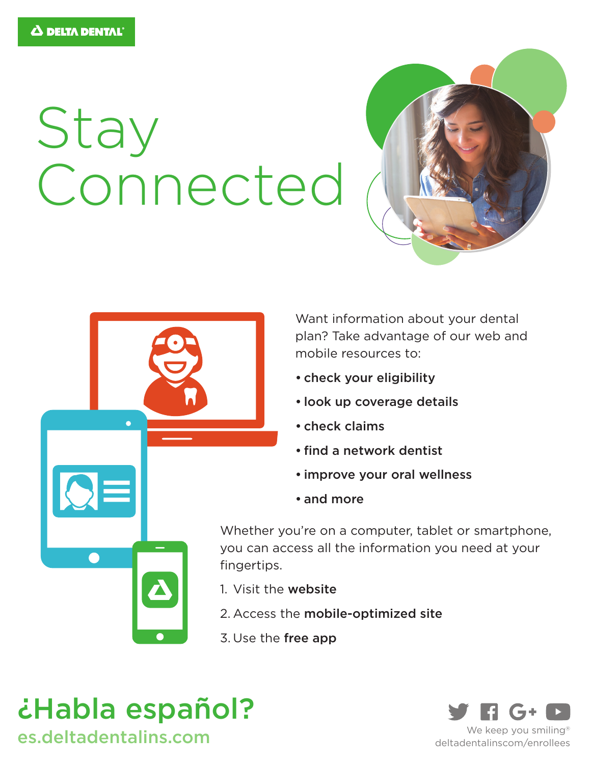DELTA DENTAL

# Stay Connected

Want information about your dental plan? Take advantage of our web and mobile resources to:

- **check your eligibility**
- **look up coverage details**
- **check claims**
- **find a network dentist**
- **improve your oral wellness**
- **and more**

Whether you're on a computer, tablet or smartphone, you can access all the information you need at your fingertips.

1. Visit the **website**
2. Access the **mobile-optimized site**
3. Use the **free app**

## ¿Habla español?

es.deltadentalins.com

We keep you smiling®

deltadentalinscom/enrollees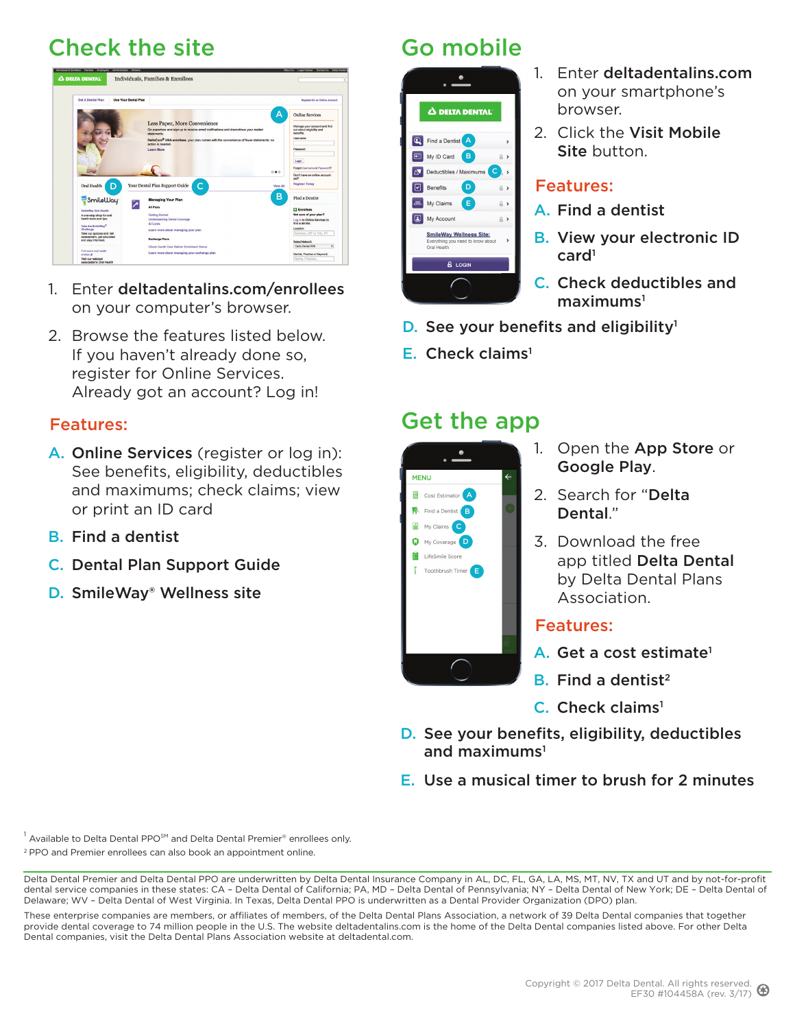## Check the site

1. Enter **deltadentalins.com/enrollees** on your computer's browser.
2. Browse the features listed below. If you haven't already done so, register for Online Services. Already got an account? Log in!

### Features:

**A.** **Online Services** (register or log in): See benefits, eligibility, deductibles and maximums; check claims; view or print an ID card

**B.** **Find a dentist**

**C.** **Dental Plan Support Guide**

**D.** **SmileWay® Wellness site**

## Go mobile

1. Enter **deltadentalins.com** on your smartphone's browser.
2. Click the **Visit Mobile Site** button.

### Features:

**A.** **Find a dentist**

**B.** **View your electronic ID card**[1]

**C.** **Check deductibles and maximums**[1]

**D.** **See your benefits and eligibility**[1]

**E.** **Check claims**[1]

## Get the app

1. Open the **App Store** or **Google Play**.
2. Search for "**Delta Dental**."
3. Download the free app titled **Delta Dental** by Delta Dental Plans Association.

### Features:

**A.** **Get a cost estimate**[1]

**B.** **Find a dentist**[2]

**C.** **Check claims**[1]

**D.** **See your benefits, eligibility, deductibles and maximums**[1]

**E.** **Use a musical timer to brush for 2 minutes**

[1] Available to Delta Dental PPO℠ and Delta Dental Premier® enrollees only.

[2] PPO and Premier enrollees can also book an appointment online.

Delta Dental Premier and Delta Dental PPO are underwritten by Delta Dental Insurance Company in AL, DC, FL, GA, LA, MS, MT, NV, TX and UT and by not-for-profit dental service companies in these states: CA – Delta Dental of California; PA, MD – Delta Dental of Pennsylvania; NY – Delta Dental of New York; DE – Delta Dental of Delaware; WV – Delta Dental of West Virginia. In Texas, Delta Dental PPO is underwritten as a Dental Provider Organization (DPO) plan.

These enterprise companies are members, or affiliates of members, of the Delta Dental Plans Association, a network of 39 Delta Dental companies that together provide dental coverage to 74 million people in the U.S. The website deltadentalins.com is the home of the Delta Dental companies listed above. For other Delta Dental companies, visit the Delta Dental Plans Association website at deltadental.com.

Copyright © 2017 Delta Dental. All rights reserved.
EF30 #104458A (rev. 3/17)